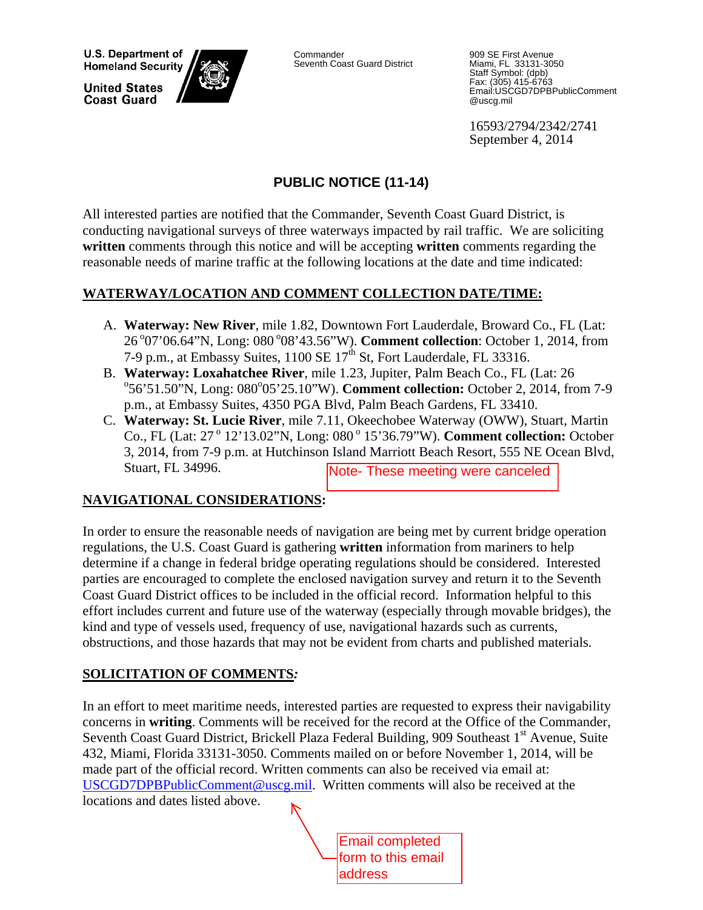U.S. Department of Homeland Security

United States Coast Guard

Commander
Seventh Coast Guard District

909 SE First Avenue
Miami, FL 33131-3050
Staff Symbol: (dpb)
Fax: (305) 415-6763
Email:USCGD7DPBPublicComment@uscg.mil

16593/2794/2342/2741
September 4, 2014

# PUBLIC NOTICE (11-14)

All interested parties are notified that the Commander, Seventh Coast Guard District, is conducting navigational surveys of three waterways impacted by rail traffic. We are soliciting **written** comments through this notice and will be accepting **written** comments regarding the reasonable needs of marine traffic at the following locations at the date and time indicated:

## WATERWAY/LOCATION AND COMMENT COLLECTION DATE/TIME:

A. **Waterway: New River**, mile 1.82, Downtown Fort Lauderdale, Broward Co., FL (Lat: 26°07'06.64"N, Long: 080°08'43.56"W). **Comment collection**: October 1, 2014, from 7-9 p.m., at Embassy Suites, 1100 SE 17th St, Fort Lauderdale, FL 33316.
B. **Waterway: Loxahatchee River**, mile 1.23, Jupiter, Palm Beach Co., FL (Lat: 26°56'51.50"N, Long: 080°05'25.10"W). **Comment collection:** October 2, 2014, from 7-9 p.m., at Embassy Suites, 4350 PGA Blvd, Palm Beach Gardens, FL 33410.
C. **Waterway: St. Lucie River**, mile 7.11, Okeechobee Waterway (OWW), Stuart, Martin Co., FL (Lat: 27° 12'13.02"N, Long: 080° 15'36.79"W). **Comment collection:** October 3, 2014, from 7-9 p.m. at Hutchinson Island Marriott Beach Resort, 555 NE Ocean Blvd, Stuart, FL 34996.

Note- These meeting were canceled

## NAVIGATIONAL CONSIDERATIONS:

In order to ensure the reasonable needs of navigation are being met by current bridge operation regulations, the U.S. Coast Guard is gathering **written** information from mariners to help determine if a change in federal bridge operating regulations should be considered. Interested parties are encouraged to complete the enclosed navigation survey and return it to the Seventh Coast Guard District offices to be included in the official record. Information helpful to this effort includes current and future use of the waterway (especially through movable bridges), the kind and type of vessels used, frequency of use, navigational hazards such as currents, obstructions, and those hazards that may not be evident from charts and published materials.

## SOLICITATION OF COMMENTS:

In an effort to meet maritime needs, interested parties are requested to express their navigability concerns in **writing**. Comments will be received for the record at the Office of the Commander, Seventh Coast Guard District, Brickell Plaza Federal Building, 909 Southeast 1st Avenue, Suite 432, Miami, Florida 33131-3050. Comments mailed on or before November 1, 2014, will be made part of the official record. Written comments can also be received via email at: USCGD7DPBPublicComment@uscg.mil. Written comments will also be received at the locations and dates listed above.

Email completed form to this email address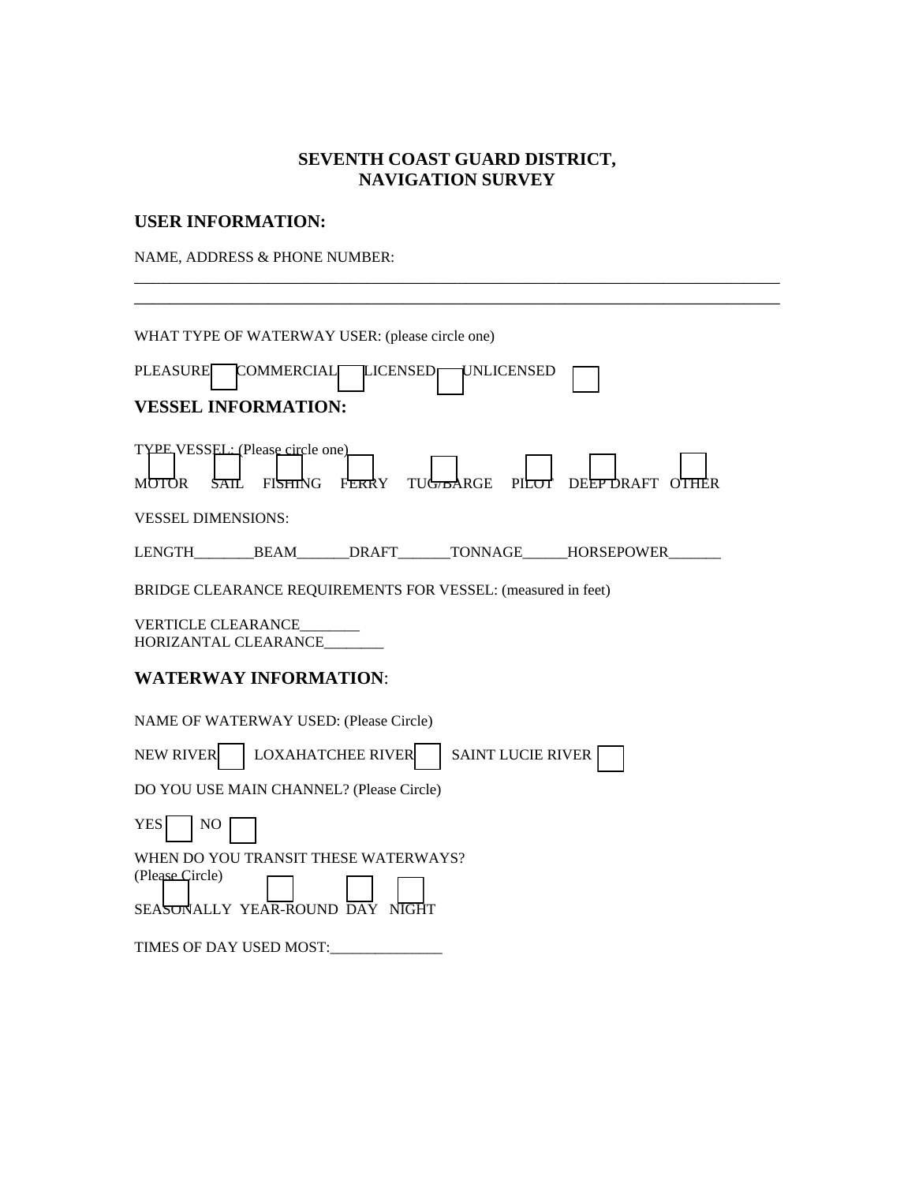**SEVENTH COAST GUARD DISTRICT,**
**NAVIGATION SURVEY**

## USER INFORMATION:

NAME, ADDRESS & PHONE NUMBER:

______________________________________________________________________________
______________________________________________________________________________

WHAT TYPE OF WATERWAY USER: (please circle one)

PLEASURE ☐ COMMERCIAL ☐ LICENSED ☐ UNLICENSED ☐

## VESSEL INFORMATION:

TYPE VESSEL: (Please circle one)

☐ MOTOR ☐ SAIL ☐ FISHING ☐ FERRY ☐ TUG/BARGE ☐ PILOT ☐ DEEP DRAFT ☐ OTHER

VESSEL DIMENSIONS:

LENGTH________BEAM_______DRAFT_______TONNAGE______HORSEPOWER_______

BRIDGE CLEARANCE REQUIREMENTS FOR VESSEL: (measured in feet)

VERTICLE CLEARANCE________
HORIZANTAL CLEARANCE________

## WATERWAY INFORMATION:

NAME OF WATERWAY USED: (Please Circle)

NEW RIVER ☐ LOXAHATCHEE RIVER ☐ SAINT LUCIE RIVER ☐

DO YOU USE MAIN CHANNEL? (Please Circle)

YES ☐ NO ☐

WHEN DO YOU TRANSIT THESE WATERWAYS?
(Please Circle)

☐ SEASONALLY ☐ YEAR-ROUND ☐ DAY ☐ NIGHT

TIMES OF DAY USED MOST:_______________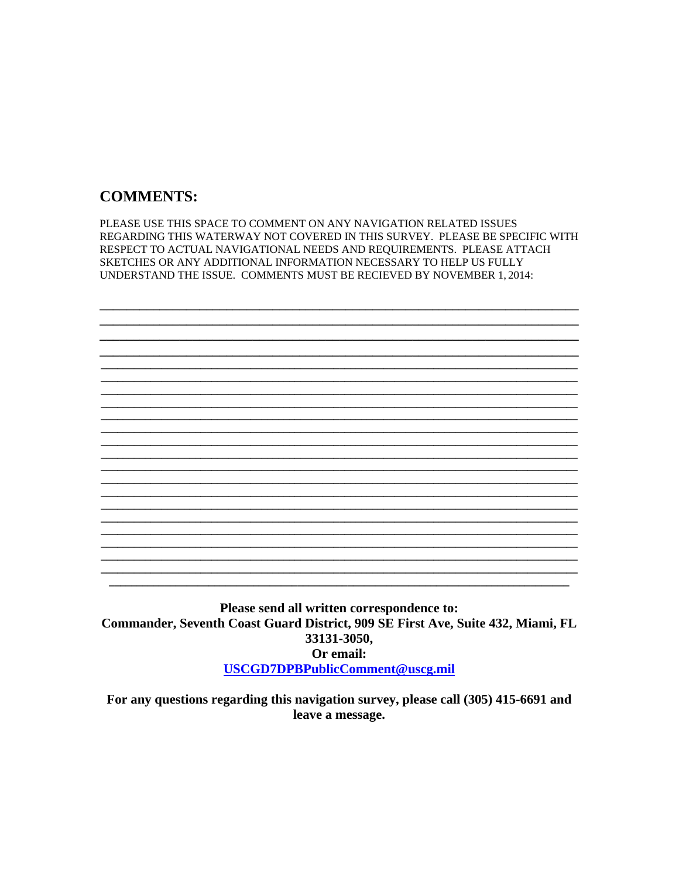## COMMENTS:

PLEASE USE THIS SPACE TO COMMENT ON ANY NAVIGATION RELATED ISSUES REGARDING THIS WATERWAY NOT COVERED IN THIS SURVEY. PLEASE BE SPECIFIC WITH RESPECT TO ACTUAL NAVIGATIONAL NEEDS AND REQUIREMENTS. PLEASE ATTACH SKETCHES OR ANY ADDITIONAL INFORMATION NECESSARY TO HELP US FULLY UNDERSTAND THE ISSUE. COMMENTS MUST BE RECIEVED BY NOVEMBER 1, 2014:

______________________________________________________________________________
______________________________________________________________________________
______________________________________________________________________________
______________________________________________________________________________
______________________________________________________________________________
______________________________________________________________________________
______________________________________________________________________________
______________________________________________________________________________
______________________________________________________________________________
______________________________________________________________________________
______________________________________________________________________________
______________________________________________________________________________
______________________________________________________________________________
______________________________________________________________________________
______________________________________________________________________________
______________________________________________________________________________
______________________________________________________________________________
______________________________________________________________________________
______________________________________________________________________________
______________________________________________________________________________
______________________________________________________________________________
______________________________________________________________________________

**Please send all written correspondence to:**
**Commander, Seventh Coast Guard District, 909 SE First Ave, Suite 432, Miami, FL 33131-3050,**
**Or email:**
**USCGD7DPBPublicComment@uscg.mil**

**For any questions regarding this navigation survey, please call (305) 415-6691 and leave a message.**